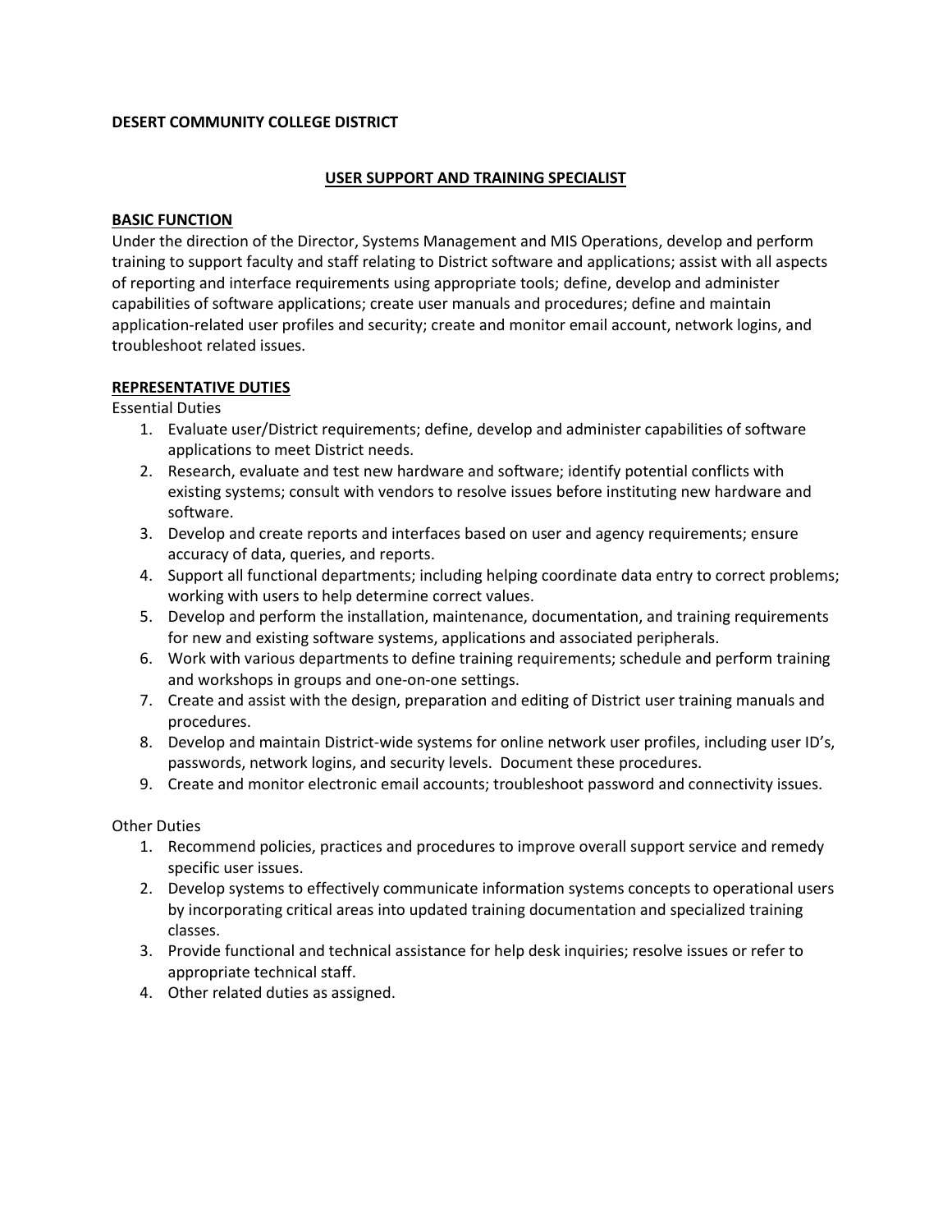**DESERT COMMUNITY COLLEGE DISTRICT**

# USER SUPPORT AND TRAINING SPECIALIST

## BASIC FUNCTION

Under the direction of the Director, Systems Management and MIS Operations, develop and perform training to support faculty and staff relating to District software and applications; assist with all aspects of reporting and interface requirements using appropriate tools; define, develop and administer capabilities of software applications; create user manuals and procedures; define and maintain application-related user profiles and security; create and monitor email account, network logins, and troubleshoot related issues.

## REPRESENTATIVE DUTIES

Essential Duties

1. Evaluate user/District requirements; define, develop and administer capabilities of software applications to meet District needs.
2. Research, evaluate and test new hardware and software; identify potential conflicts with existing systems; consult with vendors to resolve issues before instituting new hardware and software.
3. Develop and create reports and interfaces based on user and agency requirements; ensure accuracy of data, queries, and reports.
4. Support all functional departments; including helping coordinate data entry to correct problems; working with users to help determine correct values.
5. Develop and perform the installation, maintenance, documentation, and training requirements for new and existing software systems, applications and associated peripherals.
6. Work with various departments to define training requirements; schedule and perform training and workshops in groups and one-on-one settings.
7. Create and assist with the design, preparation and editing of District user training manuals and procedures.
8. Develop and maintain District-wide systems for online network user profiles, including user ID's, passwords, network logins, and security levels. Document these procedures.
9. Create and monitor electronic email accounts; troubleshoot password and connectivity issues.

Other Duties

1. Recommend policies, practices and procedures to improve overall support service and remedy specific user issues.
2. Develop systems to effectively communicate information systems concepts to operational users by incorporating critical areas into updated training documentation and specialized training classes.
3. Provide functional and technical assistance for help desk inquiries; resolve issues or refer to appropriate technical staff.
4. Other related duties as assigned.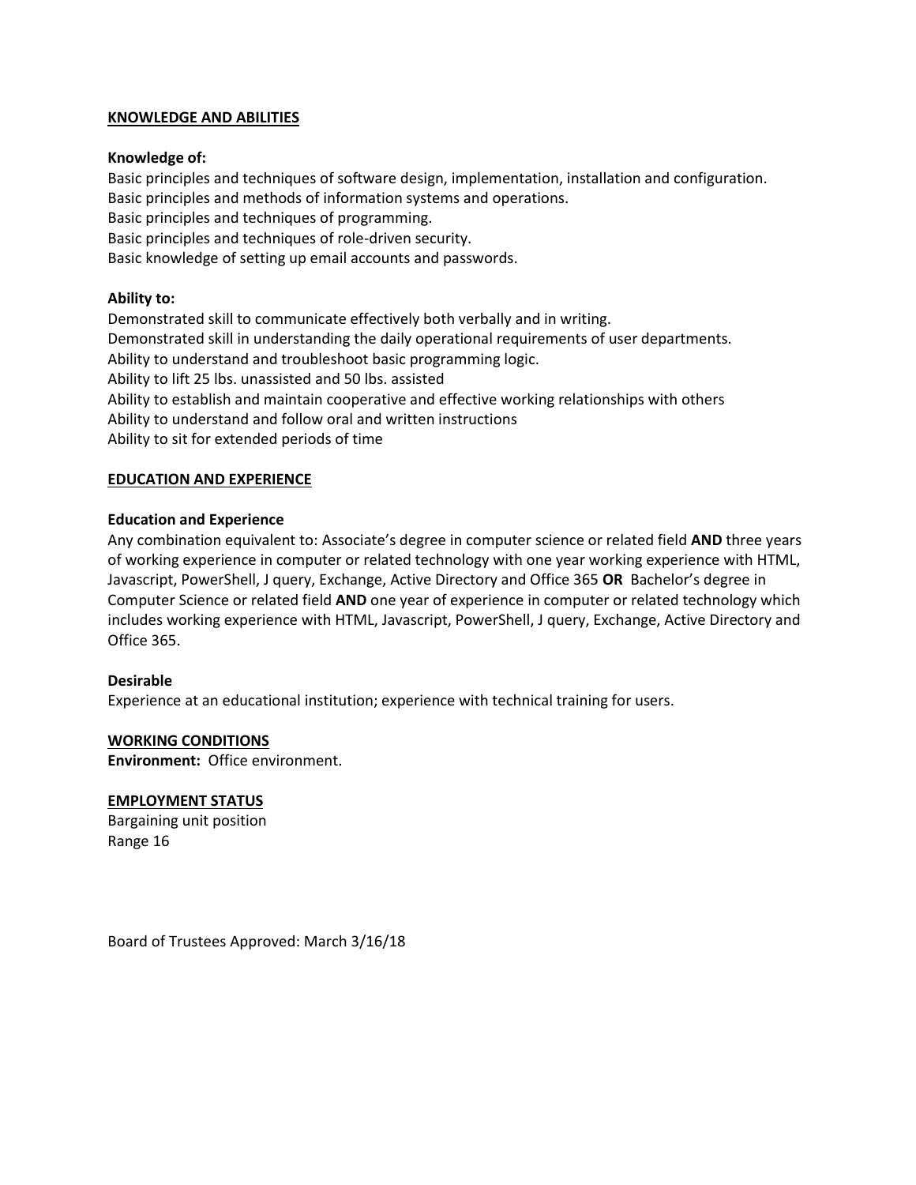## KNOWLEDGE AND ABILITIES

**Knowledge of:**

Basic principles and techniques of software design, implementation, installation and configuration.
Basic principles and methods of information systems and operations.
Basic principles and techniques of programming.
Basic principles and techniques of role-driven security.
Basic knowledge of setting up email accounts and passwords.

**Ability to:**

Demonstrated skill to communicate effectively both verbally and in writing.
Demonstrated skill in understanding the daily operational requirements of user departments.
Ability to understand and troubleshoot basic programming logic.
Ability to lift 25 lbs. unassisted and 50 lbs. assisted
Ability to establish and maintain cooperative and effective working relationships with others
Ability to understand and follow oral and written instructions
Ability to sit for extended periods of time

## EDUCATION AND EXPERIENCE

**Education and Experience**

Any combination equivalent to: Associate's degree in computer science or related field **AND** three years of working experience in computer or related technology with one year working experience with HTML, Javascript, PowerShell, J query, Exchange, Active Directory and Office 365 **OR** Bachelor's degree in Computer Science or related field **AND** one year of experience in computer or related technology which includes working experience with HTML, Javascript, PowerShell, J query, Exchange, Active Directory and Office 365.

**Desirable**

Experience at an educational institution; experience with technical training for users.

## WORKING CONDITIONS

**Environment:** Office environment.

## EMPLOYMENT STATUS

Bargaining unit position
Range 16

Board of Trustees Approved: March 3/16/18